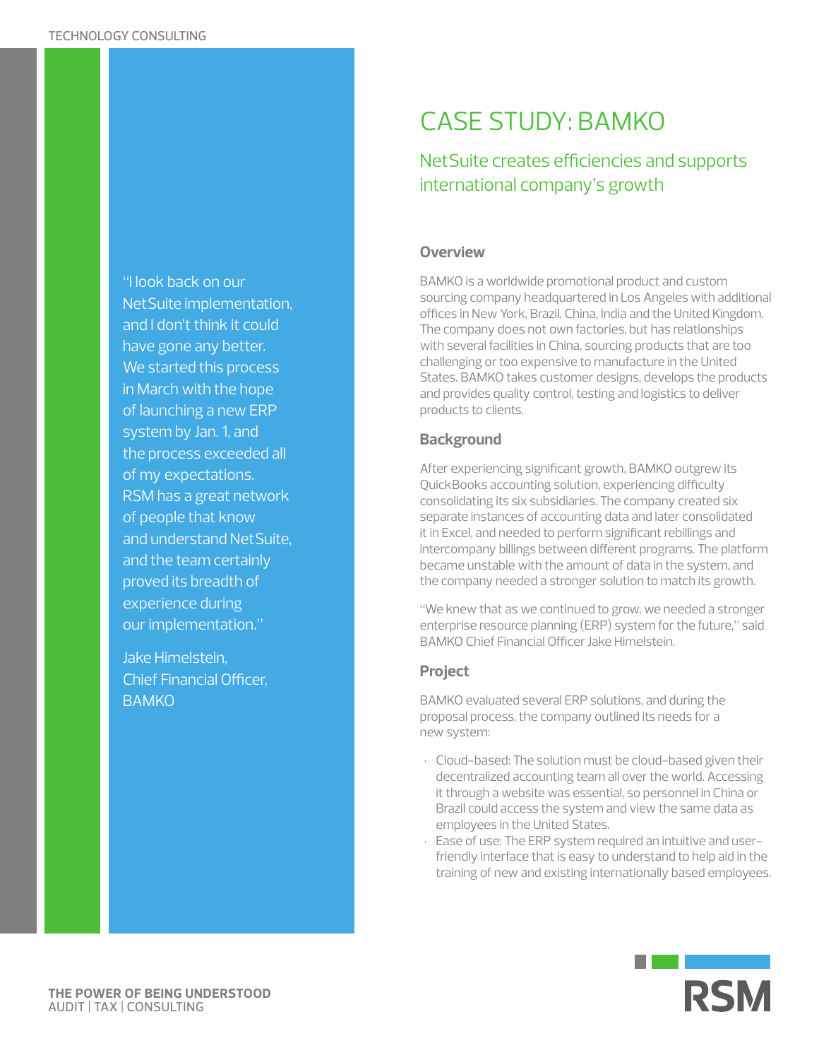# CASE STUDY: BAMKO

## NetSuite creates efficiencies and supports international company's growth

"I look back on our NetSuite implementation, and I don't think it could have gone any better. We started this process in March with the hope of launching a new ERP system by Jan. 1, and the process exceeded all of my expectations. RSM has a great network of people that know and understand NetSuite, and the team certainly proved its breadth of experience during our implementation."

Jake Himelstein, Chief Financial Officer, BAMKO

### Overview

BAMKO is a worldwide promotional product and custom sourcing company headquartered in Los Angeles with additional offices in New York, Brazil, China, India and the United Kingdom. The company does not own factories, but has relationships with several facilities in China, sourcing products that are too challenging or too expensive to manufacture in the United States. BAMKO takes customer designs, develops the products and provides quality control, testing and logistics to deliver products to clients.

### Background

After experiencing significant growth, BAMKO outgrew its QuickBooks accounting solution, experiencing difficulty consolidating its six subsidiaries. The company created six separate instances of accounting data and later consolidated it in Excel, and needed to perform significant rebillings and intercompany billings between different programs. The platform became unstable with the amount of data in the system, and the company needed a stronger solution to match its growth.

"We knew that as we continued to grow, we needed a stronger enterprise resource planning (ERP) system for the future," said BAMKO Chief Financial Officer Jake Himelstein.

### Project

BAMKO evaluated several ERP solutions, and during the proposal process, the company outlined its needs for a new system:

- Cloud-based: The solution must be cloud-based given their decentralized accounting team all over the world. Accessing it through a website was essential, so personnel in China or Brazil could access the system and view the same data as employees in the United States.
- Ease of use: The ERP system required an intuitive and user-friendly interface that is easy to understand to help aid in the training of new and existing internationally based employees.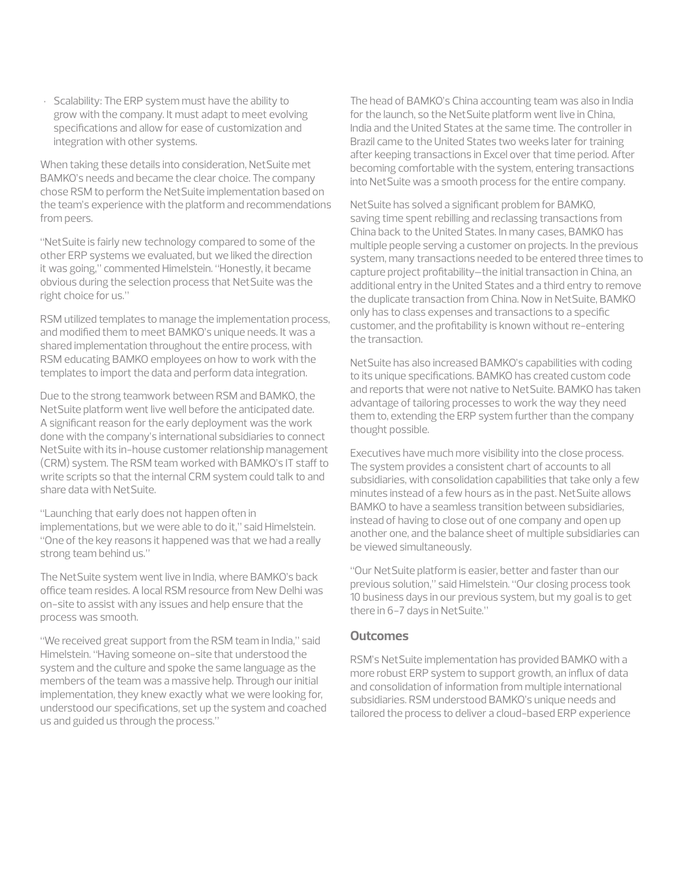- Scalability: The ERP system must have the ability to grow with the company. It must adapt to meet evolving specifications and allow for ease of customization and integration with other systems.

When taking these details into consideration, NetSuite met BAMKO's needs and became the clear choice. The company chose RSM to perform the NetSuite implementation based on the team's experience with the platform and recommendations from peers.

"NetSuite is fairly new technology compared to some of the other ERP systems we evaluated, but we liked the direction it was going," commented Himelstein. "Honestly, it became obvious during the selection process that NetSuite was the right choice for us."

RSM utilized templates to manage the implementation process, and modified them to meet BAMKO's unique needs. It was a shared implementation throughout the entire process, with RSM educating BAMKO employees on how to work with the templates to import the data and perform data integration.

Due to the strong teamwork between RSM and BAMKO, the NetSuite platform went live well before the anticipated date. A significant reason for the early deployment was the work done with the company's international subsidiaries to connect NetSuite with its in-house customer relationship management (CRM) system. The RSM team worked with BAMKO's IT staff to write scripts so that the internal CRM system could talk to and share data with NetSuite.

"Launching that early does not happen often in implementations, but we were able to do it," said Himelstein. "One of the key reasons it happened was that we had a really strong team behind us."

The NetSuite system went live in India, where BAMKO's back office team resides. A local RSM resource from New Delhi was on-site to assist with any issues and help ensure that the process was smooth.

"We received great support from the RSM team in India," said Himelstein. "Having someone on-site that understood the system and the culture and spoke the same language as the members of the team was a massive help. Through our initial implementation, they knew exactly what we were looking for, understood our specifications, set up the system and coached us and guided us through the process."

The head of BAMKO's China accounting team was also in India for the launch, so the NetSuite platform went live in China, India and the United States at the same time. The controller in Brazil came to the United States two weeks later for training after keeping transactions in Excel over that time period. After becoming comfortable with the system, entering transactions into NetSuite was a smooth process for the entire company.

NetSuite has solved a significant problem for BAMKO, saving time spent rebilling and reclassing transactions from China back to the United States. In many cases, BAMKO has multiple people serving a customer on projects. In the previous system, many transactions needed to be entered three times to capture project profitability—the initial transaction in China, an additional entry in the United States and a third entry to remove the duplicate transaction from China. Now in NetSuite, BAMKO only has to class expenses and transactions to a specific customer, and the profitability is known without re-entering the transaction.

NetSuite has also increased BAMKO's capabilities with coding to its unique specifications. BAMKO has created custom code and reports that were not native to NetSuite. BAMKO has taken advantage of tailoring processes to work the way they need them to, extending the ERP system further than the company thought possible.

Executives have much more visibility into the close process. The system provides a consistent chart of accounts to all subsidiaries, with consolidation capabilities that take only a few minutes instead of a few hours as in the past. NetSuite allows BAMKO to have a seamless transition between subsidiaries, instead of having to close out of one company and open up another one, and the balance sheet of multiple subsidiaries can be viewed simultaneously.

"Our NetSuite platform is easier, better and faster than our previous solution," said Himelstein. "Our closing process took 10 business days in our previous system, but my goal is to get there in 6-7 days in NetSuite."

## Outcomes

RSM's NetSuite implementation has provided BAMKO with a more robust ERP system to support growth, an influx of data and consolidation of information from multiple international subsidiaries. RSM understood BAMKO's unique needs and tailored the process to deliver a cloud-based ERP experience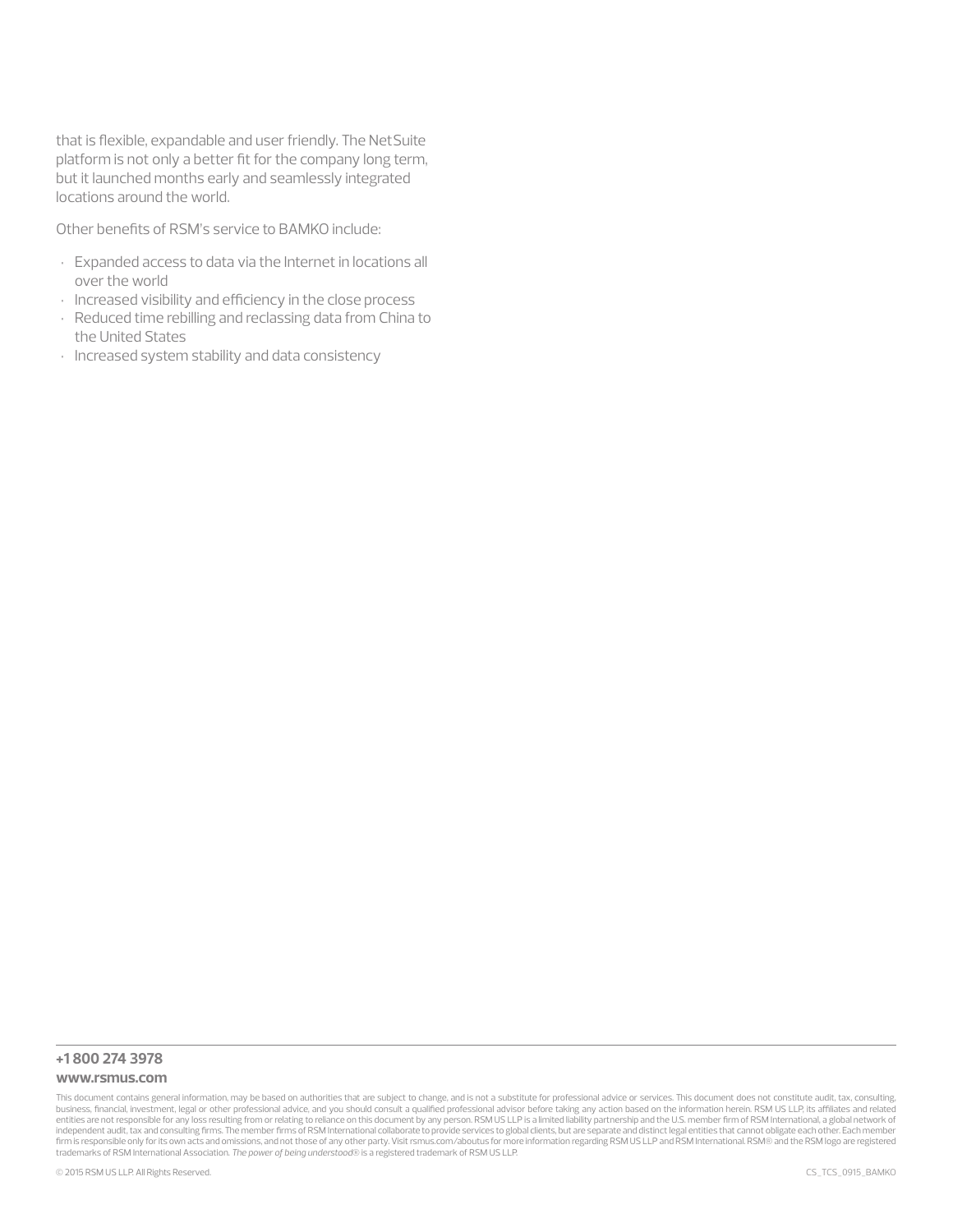that is flexible, expandable and user friendly. The NetSuite platform is not only a better fit for the company long term, but it launched months early and seamlessly integrated locations around the world.

Other benefits of RSM's service to BAMKO include:

- Expanded access to data via the Internet in locations all over the world
- Increased visibility and efficiency in the close process
- Reduced time rebilling and reclassing data from China to the United States
- Increased system stability and data consistency

**+1 800 274 3978**
**www.rsmus.com**

This document contains general information, may be based on authorities that are subject to change, and is not a substitute for professional advice or services. This document does not constitute audit, tax, consulting, business, financial, investment, legal or other professional advice, and you should consult a qualified professional advisor before taking any action based on the information herein. RSM US LLP, its affiliates and related entities are not responsible for any loss resulting from or relating to reliance on this document by any person. RSM US LLP is a limited liability partnership and the U.S. member firm of RSM International, a global network of independent audit, tax and consulting firms. The member firms of RSM International collaborate to provide services to global clients, but are separate and distinct legal entities that cannot obligate each other. Each member firm is responsible only for its own acts and omissions, and not those of any other party. Visit rsmus.com/aboutus for more information regarding RSM US LLP and RSM International. RSM® and the RSM logo are registered trademarks of RSM International Association. *The power of being understood®* is a registered trademark of RSM US LLP.

© 2015 RSM US LLP. All Rights Reserved.

CS_TCS_0915_BAMKO